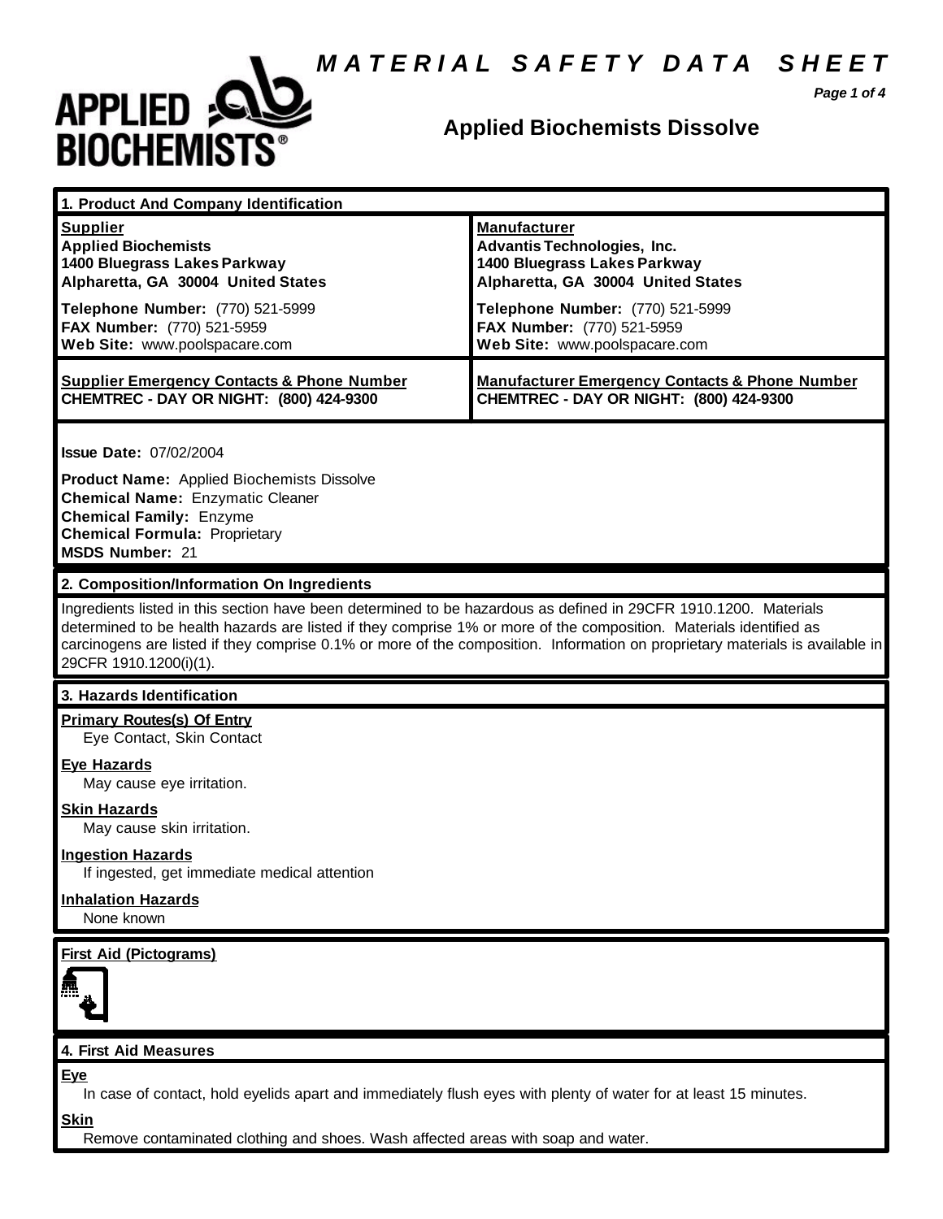# MATERIAL SAFETY DATA SHEET

## Applied Biochemists Dissolve

## 1. Product And Company Identification

| Supplier | Manufacturer |
|---|---|
| **Applied Biochemists**<br>**1400 Bluegrass Lakes Parkway**<br>**Alpharetta, GA 30004 United States** | **Advantis Technologies, Inc.**<br>**1400 Bluegrass Lakes Parkway**<br>**Alpharetta, GA 30004 United States** |
| **Telephone Number:** (770) 521-5999<br>**FAX Number:** (770) 521-5959<br>**Web Site:** www.poolspacare.com | **Telephone Number:** (770) 521-5999<br>**FAX Number:** (770) 521-5959<br>**Web Site:** www.poolspacare.com |
| **Supplier Emergency Contacts & Phone Number**<br>**CHEMTREC - DAY OR NIGHT: (800) 424-9300** | **Manufacturer Emergency Contacts & Phone Number**<br>**CHEMTREC - DAY OR NIGHT: (800) 424-9300** |

**Issue Date:** 07/02/2004

**Product Name:** Applied Biochemists Dissolve
**Chemical Name:** Enzymatic Cleaner
**Chemical Family:** Enzyme
**Chemical Formula:** Proprietary
**MSDS Number:** 21

## 2. Composition/Information On Ingredients

Ingredients listed in this section have been determined to be hazardous as defined in 29CFR 1910.1200. Materials determined to be health hazards are listed if they comprise 1% or more of the composition. Materials identified as carcinogens are listed if they comprise 0.1% or more of the composition. Information on proprietary materials is available in 29CFR 1910.1200(i)(1).

## 3. Hazards Identification

**Primary Routes(s) Of Entry**
Eye Contact, Skin Contact

**Eye Hazards**
May cause eye irritation.

**Skin Hazards**
May cause skin irritation.

**Ingestion Hazards**
If ingested, get immediate medical attention

**Inhalation Hazards**
None known

**First Aid (Pictograms)**

## 4. First Aid Measures

**Eye**
In case of contact, hold eyelids apart and immediately flush eyes with plenty of water for at least 15 minutes.

**Skin**
Remove contaminated clothing and shoes. Wash affected areas with soap and water.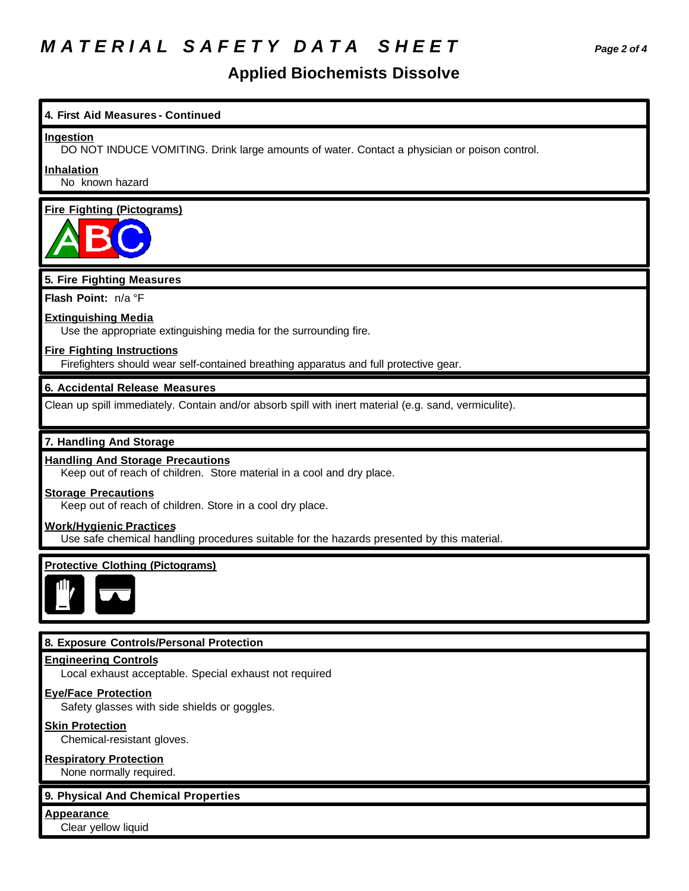# MATERIAL SAFETY DATA SHEET

## Applied Biochemists Dissolve

### 4. First Aid Measures - Continued

**Ingestion**

DO NOT INDUCE VOMITING. Drink large amounts of water. Contact a physician or poison control.

**Inhalation**

No known hazard

**Fire Fighting (Pictograms)**

### 5. Fire Fighting Measures

**Flash Point:** n/a °F

**Extinguishing Media**

Use the appropriate extinguishing media for the surrounding fire.

**Fire Fighting Instructions**

Firefighters should wear self-contained breathing apparatus and full protective gear.

### 6. Accidental Release Measures

Clean up spill immediately. Contain and/or absorb spill with inert material (e.g. sand, vermiculite).

### 7. Handling And Storage

**Handling And Storage Precautions**

Keep out of reach of children. Store material in a cool and dry place.

**Storage Precautions**

Keep out of reach of children. Store in a cool dry place.

**Work/Hygienic Practices**

Use safe chemical handling procedures suitable for the hazards presented by this material.

**Protective Clothing (Pictograms)**

### 8. Exposure Controls/Personal Protection

**Engineering Controls**

Local exhaust acceptable. Special exhaust not required

**Eye/Face Protection**

Safety glasses with side shields or goggles.

**Skin Protection**

Chemical-resistant gloves.

**Respiratory Protection**

None normally required.

### 9. Physical And Chemical Properties

**Appearance**

Clear yellow liquid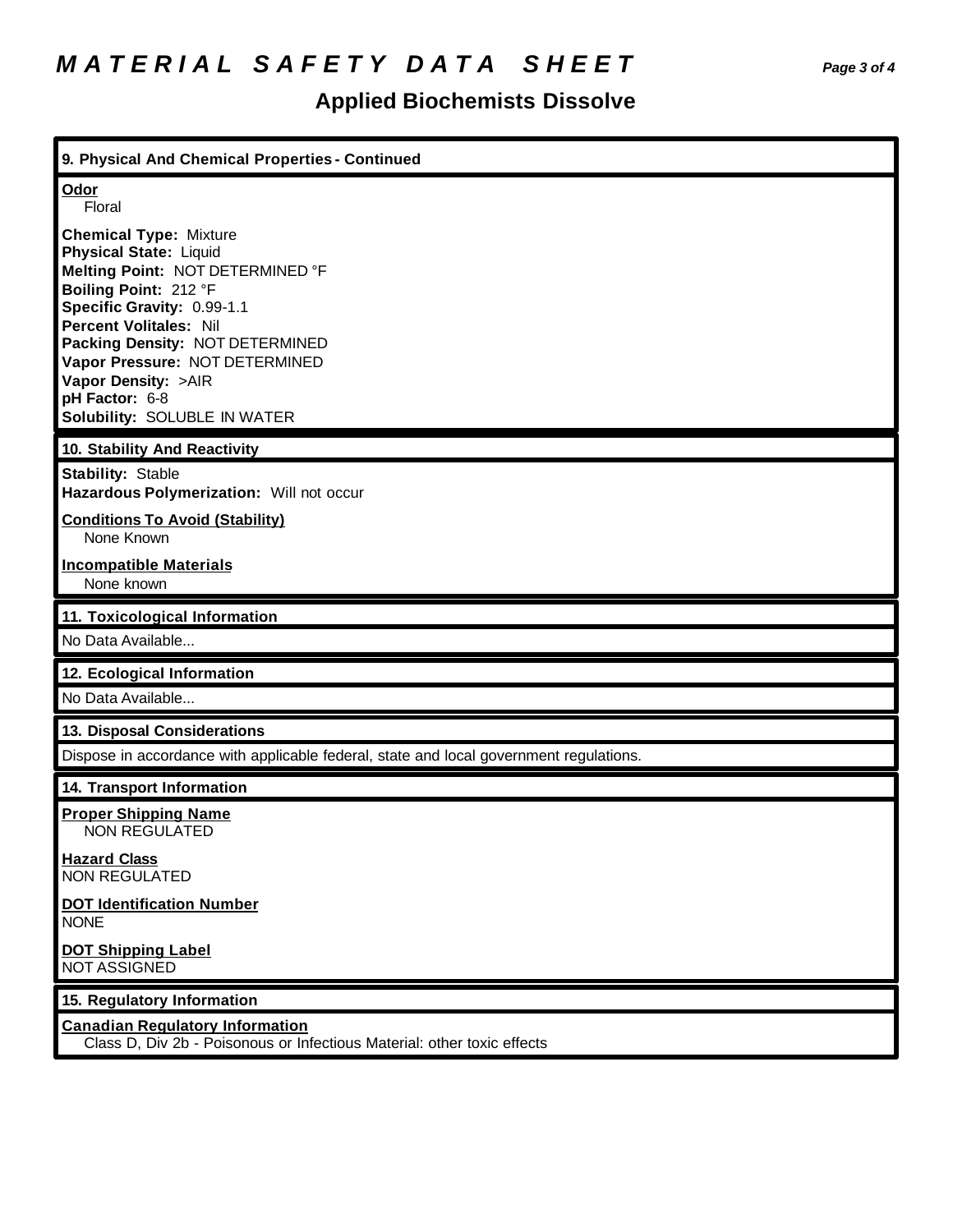## 9. Physical And Chemical Properties - Continued

**Odor**
Floral

**Chemical Type:** Mixture
**Physical State:** Liquid
**Melting Point:** NOT DETERMINED °F
**Boiling Point:** 212 °F
**Specific Gravity:** 0.99-1.1
**Percent Volitales:** Nil
**Packing Density:** NOT DETERMINED
**Vapor Pressure:** NOT DETERMINED
**Vapor Density:** >AIR
**pH Factor:** 6-8
**Solubility:** SOLUBLE IN WATER

## 10. Stability And Reactivity

**Stability:** Stable
**Hazardous Polymerization:** Will not occur

**Conditions To Avoid (Stability)**
None Known

**Incompatible Materials**
None known

## 11. Toxicological Information

No Data Available...

## 12. Ecological Information

No Data Available...

## 13. Disposal Considerations

Dispose in accordance with applicable federal, state and local government regulations.

## 14. Transport Information

**Proper Shipping Name**
NON REGULATED

**Hazard Class**
NON REGULATED

**DOT Identification Number**
NONE

**DOT Shipping Label**
NOT ASSIGNED

## 15. Regulatory Information

**Canadian Regulatory Information**
Class D, Div 2b - Poisonous or Infectious Material: other toxic effects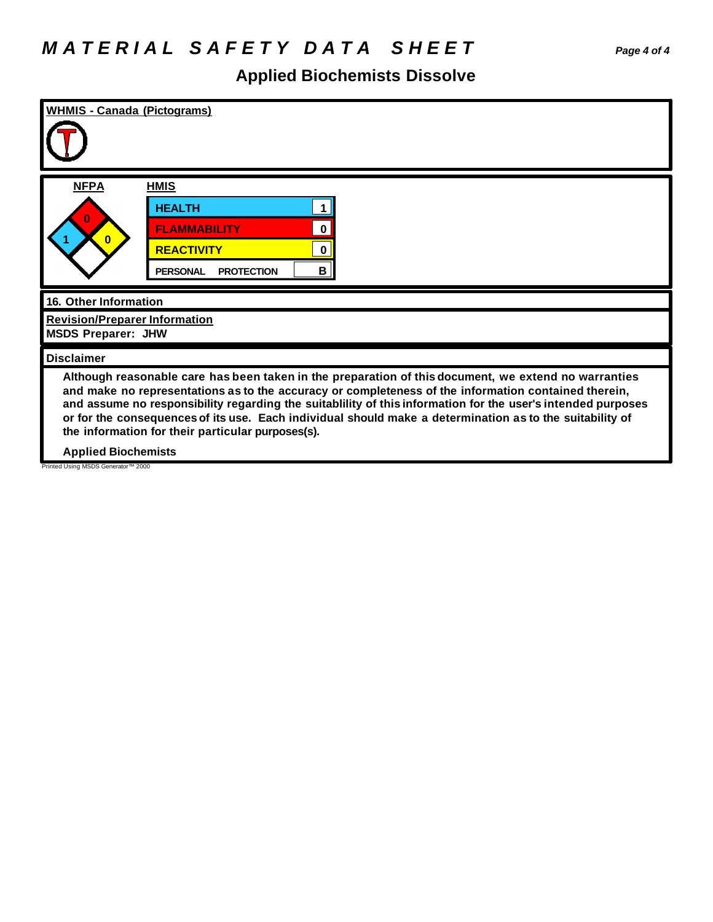# MATERIAL SAFETY DATA SHEET

## Applied Biochemists Dissolve

**WHMIS - Canada (Pictograms)**

**NFPA**

0

1 0

**HMIS**

| | |
|---|---|
| HEALTH | 1 |
| FLAMMABILITY | 0 |
| REACTIVITY | 0 |
| PERSONAL PROTECTION | B |

**16. Other Information**

**Revision/Preparer Information**

**MSDS Preparer: JHW**

**Disclaimer**

**Although reasonable care has been taken in the preparation of this document, we extend no warranties and make no representations as to the accuracy or completeness of the information contained therein, and assume no responsibility regarding the suitablility of this information for the user's intended purposes or for the consequences of its use. Each individual should make a determination as to the suitability of the information for their particular purposes(s).**

**Applied Biochemists**

Printed Using MSDS Generator™ 2000